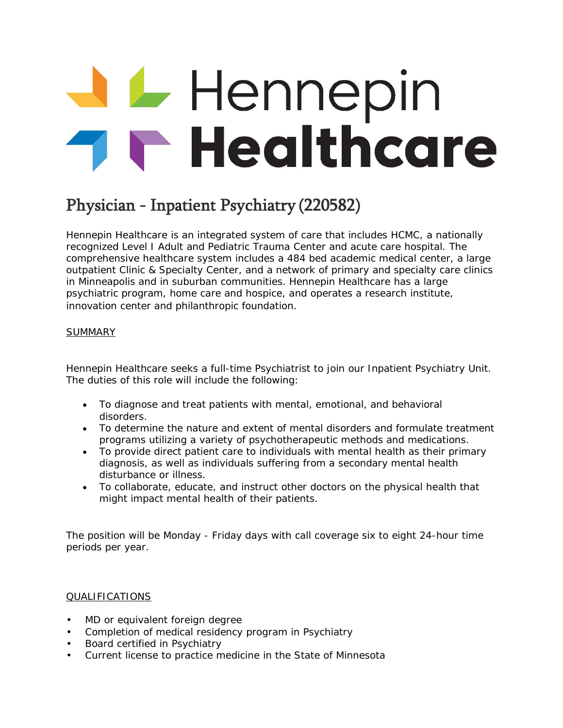# Hennepin Healthcare

## Physician - Inpatient Psychiatry (220582)

Hennepin Healthcare is an integrated system of care that includes HCMC, a nationally recognized Level I Adult and Pediatric Trauma Center and acute care hospital. The comprehensive healthcare system includes a 484 bed academic medical center, a large outpatient Clinic & Specialty Center, and a network of primary and specialty care clinics in Minneapolis and in suburban communities. Hennepin Healthcare has a large psychiatric program, home care and hospice, and operates a research institute, innovation center and philanthropic foundation.

### SUMMARY

Hennepin Healthcare seeks a full-time Psychiatrist to join our Inpatient Psychiatry Unit. The duties of this role will include the following:

- To diagnose and treat patients with mental, emotional, and behavioral disorders.
- To determine the nature and extent of mental disorders and formulate treatment programs utilizing a variety of psychotherapeutic methods and medications.
- To provide direct patient care to individuals with mental health as their primary diagnosis, as well as individuals suffering from a secondary mental health disturbance or illness.
- To collaborate, educate, and instruct other doctors on the physical health that might impact mental health of their patients.

The position will be Monday - Friday days with call coverage six to eight 24-hour time periods per year.

### QUALIFICATIONS

- MD or equivalent foreign degree
- Completion of medical residency program in Psychiatry
- Board certified in Psychiatry
- Current license to practice medicine in the State of Minnesota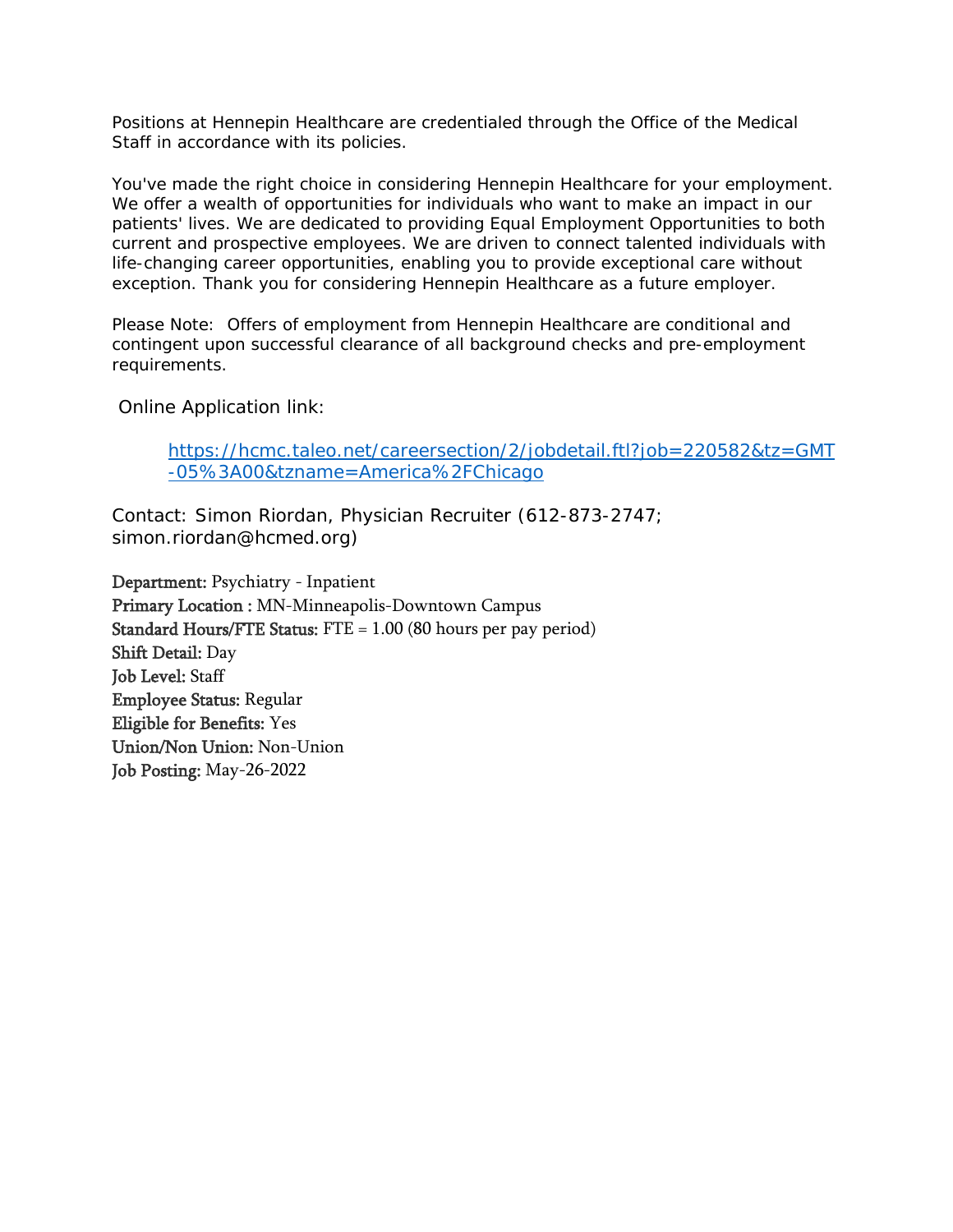Positions at Hennepin Healthcare are credentialed through the Office of the Medical Staff in accordance with its policies.

You've made the right choice in considering Hennepin Healthcare for your employment. We offer a wealth of opportunities for individuals who want to make an impact in our patients' lives. We are dedicated to providing Equal Employment Opportunities to both current and prospective employees. We are driven to connect talented individuals with life-changing career opportunities, enabling you to provide exceptional care without exception. Thank you for considering Hennepin Healthcare as a future employer.

Please Note: Offers of employment from Hennepin Healthcare are conditional and contingent upon successful clearance of all background checks and pre-employment requirements.

Online Application link:

> https://hcmc.taleo.net/careersection/2/jobdetail.ftl?job=220582&tz=GMT-05%3A00&tzname=America%2FChicago

Contact: Simon Riordan, Physician Recruiter (612-873-2747; simon.riordan@hcmed.org)

**Department:** Psychiatry - Inpatient
**Primary Location :** MN-Minneapolis-Downtown Campus
**Standard Hours/FTE Status:** FTE = 1.00 (80 hours per pay period)
**Shift Detail:** Day
**Job Level:** Staff
**Employee Status:** Regular
**Eligible for Benefits:** Yes
**Union/Non Union:** Non-Union
**Job Posting:** May-26-2022